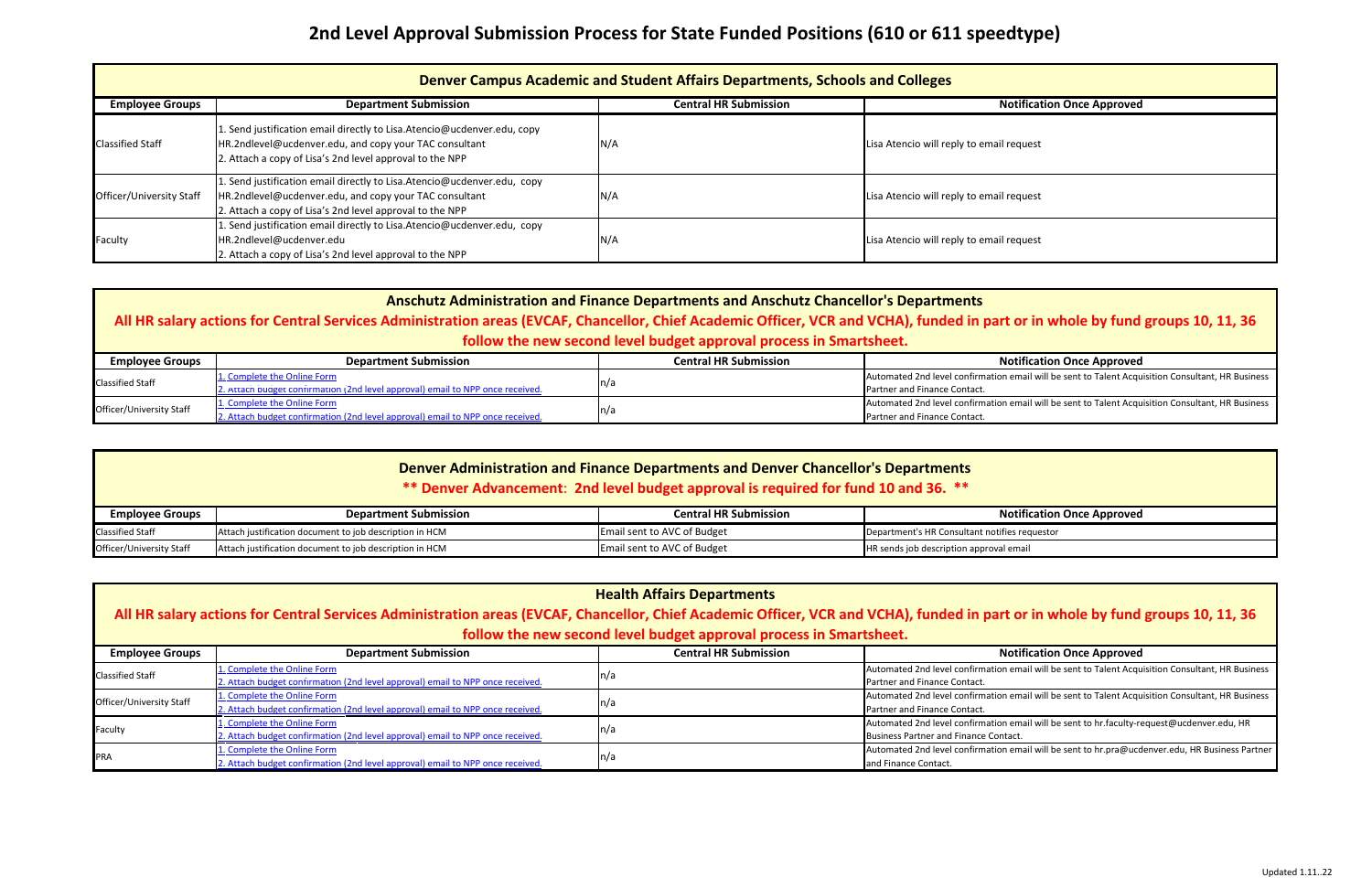# 2nd Level Approval Submission Process for State Funded Positions (610 or 611 speedtype)

## Denver Campus Academic and Student Affairs Departments, Schools and Colleges

| Employee Groups | Department Submission | Central HR Submission | Notification Once Approved |
|---|---|---|---|
| Classified Staff | 1. Send justification email directly to Lisa.Atencio@ucdenver.edu, copy HR.2ndlevel@ucdenver.edu, and copy your TAC consultant<br>2. Attach a copy of Lisa's 2nd level approval to the NPP | N/A | Lisa Atencio will reply to email request |
| Officer/University Staff | 1. Send justification email directly to Lisa.Atencio@ucdenver.edu, copy HR.2ndlevel@ucdenver.edu, and copy your TAC consultant<br>2. Attach a copy of Lisa's 2nd level approval to the NPP | N/A | Lisa Atencio will reply to email request |
| Faculty | 1. Send justification email directly to Lisa.Atencio@ucdenver.edu, copy HR.2ndlevel@ucdenver.edu<br>2. Attach a copy of Lisa's 2nd level approval to the NPP | N/A | Lisa Atencio will reply to email request |

## Anschutz Administration and Finance Departments and Anschutz Chancellor's Departments

**All HR salary actions for Central Services Administration areas (EVCAF, Chancellor, Chief Academic Officer, VCR and VCHA), funded in part or in whole by fund groups 10, 11, 36 follow the new second level budget approval process in Smartsheet.**

| Employee Groups | Department Submission | Central HR Submission | Notification Once Approved |
|---|---|---|---|
| Classified Staff | 1. Complete the Online Form<br>2. Attach budget confirmation (2nd level approval) email to NPP once received. | n/a | Automated 2nd level confirmation email will be sent to Talent Acquisition Consultant, HR Business Partner and Finance Contact. |
| Officer/University Staff | 1. Complete the Online Form<br>2. Attach budget confirmation (2nd level approval) email to NPP once received. | n/a | Automated 2nd level confirmation email will be sent to Talent Acquisition Consultant, HR Business Partner and Finance Contact. |

## Denver Administration and Finance Departments and Denver Chancellor's Departments

**\*\* Denver Advancement: 2nd level budget approval is required for fund 10 and 36. \*\***

| Employee Groups | Department Submission | Central HR Submission | Notification Once Approved |
|---|---|---|---|
| Classified Staff | Attach justification document to job description in HCM | Email sent to AVC of Budget | Department's HR Consultant notifies requestor |
| Officer/University Staff | Attach justification document to job description in HCM | Email sent to AVC of Budget | HR sends job description approval email |

## Health Affairs Departments

**All HR salary actions for Central Services Administration areas (EVCAF, Chancellor, Chief Academic Officer, VCR and VCHA), funded in part or in whole by fund groups 10, 11, 36 follow the new second level budget approval process in Smartsheet.**

| Employee Groups | Department Submission | Central HR Submission | Notification Once Approved |
|---|---|---|---|
| Classified Staff | 1. Complete the Online Form<br>2. Attach budget confirmation (2nd level approval) email to NPP once received. | n/a | Automated 2nd level confirmation email will be sent to Talent Acquisition Consultant, HR Business Partner and Finance Contact. |
| Officer/University Staff | 1. Complete the Online Form<br>2. Attach budget confirmation (2nd level approval) email to NPP once received. | n/a | Automated 2nd level confirmation email will be sent to Talent Acquisition Consultant, HR Business Partner and Finance Contact. |
| Faculty | 1. Complete the Online Form<br>2. Attach budget confirmation (2nd level approval) email to NPP once received. | n/a | Automated 2nd level confirmation email will be sent to hr.faculty-request@ucdenver.edu, HR Business Partner and Finance Contact. |
| PRA | 1. Complete the Online Form<br>2. Attach budget confirmation (2nd level approval) email to NPP once received. | n/a | Automated 2nd level confirmation email will be sent to hr.pra@ucdenver.edu, HR Business Partner and Finance Contact. |

Updated 1.11..22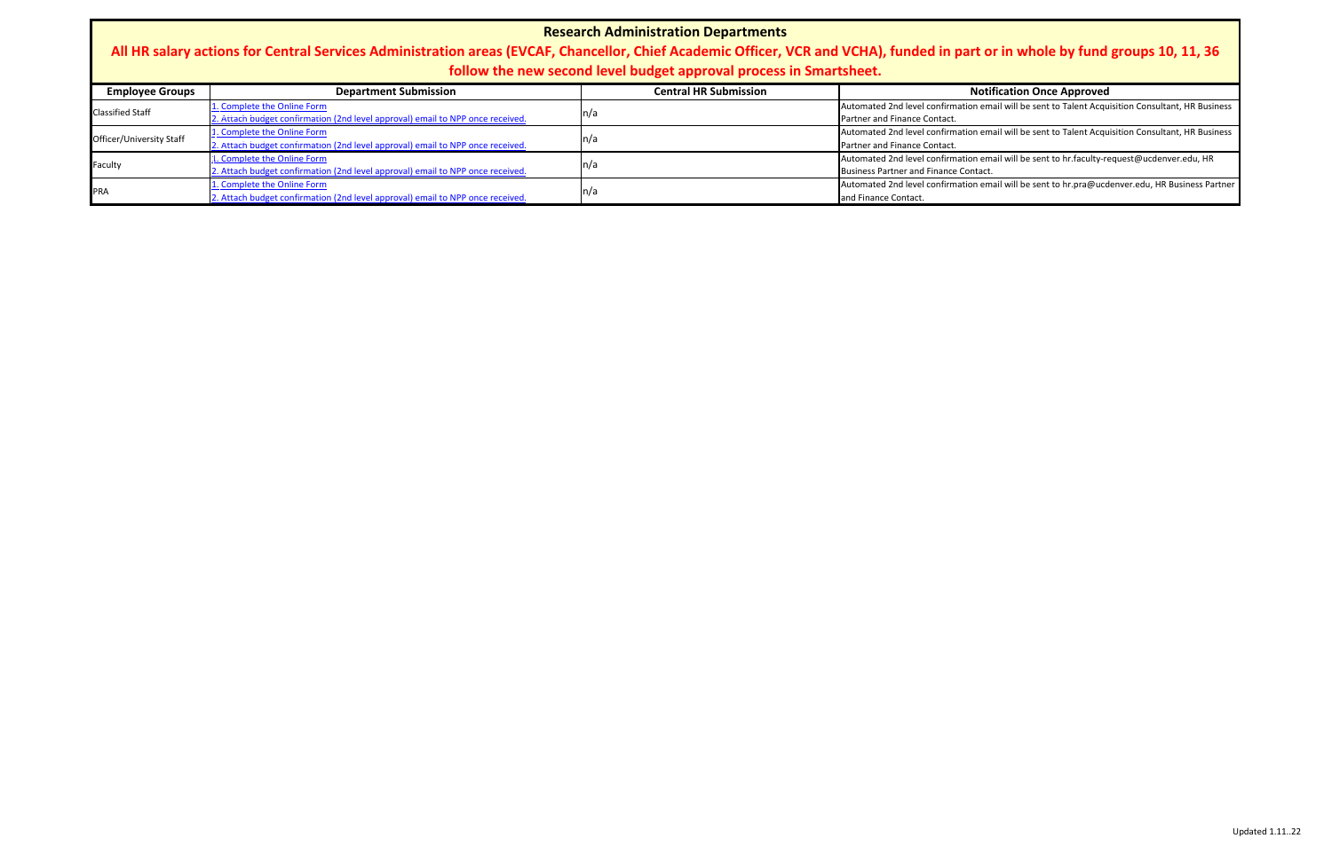# Research Administration Departments

## All HR salary actions for Central Services Administration areas (EVCAF, Chancellor, Chief Academic Officer, VCR and VCHA), funded in part or in whole by fund groups 10, 11, 36 follow the new second level budget approval process in Smartsheet.

| Employee Groups | Department Submission | Central HR Submission | Notification Once Approved |
|---|---|---|---|
| Classified Staff | 1. Complete the Online Form<br>2. Attach budget confirmation (2nd level approval) email to NPP once received. | n/a | Automated 2nd level confirmation email will be sent to Talent Acquisition Consultant, HR Business Partner and Finance Contact. |
| Officer/University Staff | 1. Complete the Online Form<br>2. Attach budget confirmation (2nd level approval) email to NPP once received. | n/a | Automated 2nd level confirmation email will be sent to Talent Acquisition Consultant, HR Business Partner and Finance Contact. |
| Faculty | 1. Complete the Online Form<br>2. Attach budget confirmation (2nd level approval) email to NPP once received. | n/a | Automated 2nd level confirmation email will be sent to hr.faculty-request@ucdenver.edu, HR Business Partner and Finance Contact. |
| PRA | 1. Complete the Online Form<br>2. Attach budget confirmation (2nd level approval) email to NPP once received. | n/a | Automated 2nd level confirmation email will be sent to hr.pra@ucdenver.edu, HR Business Partner and Finance Contact. |

Updated 1.11..22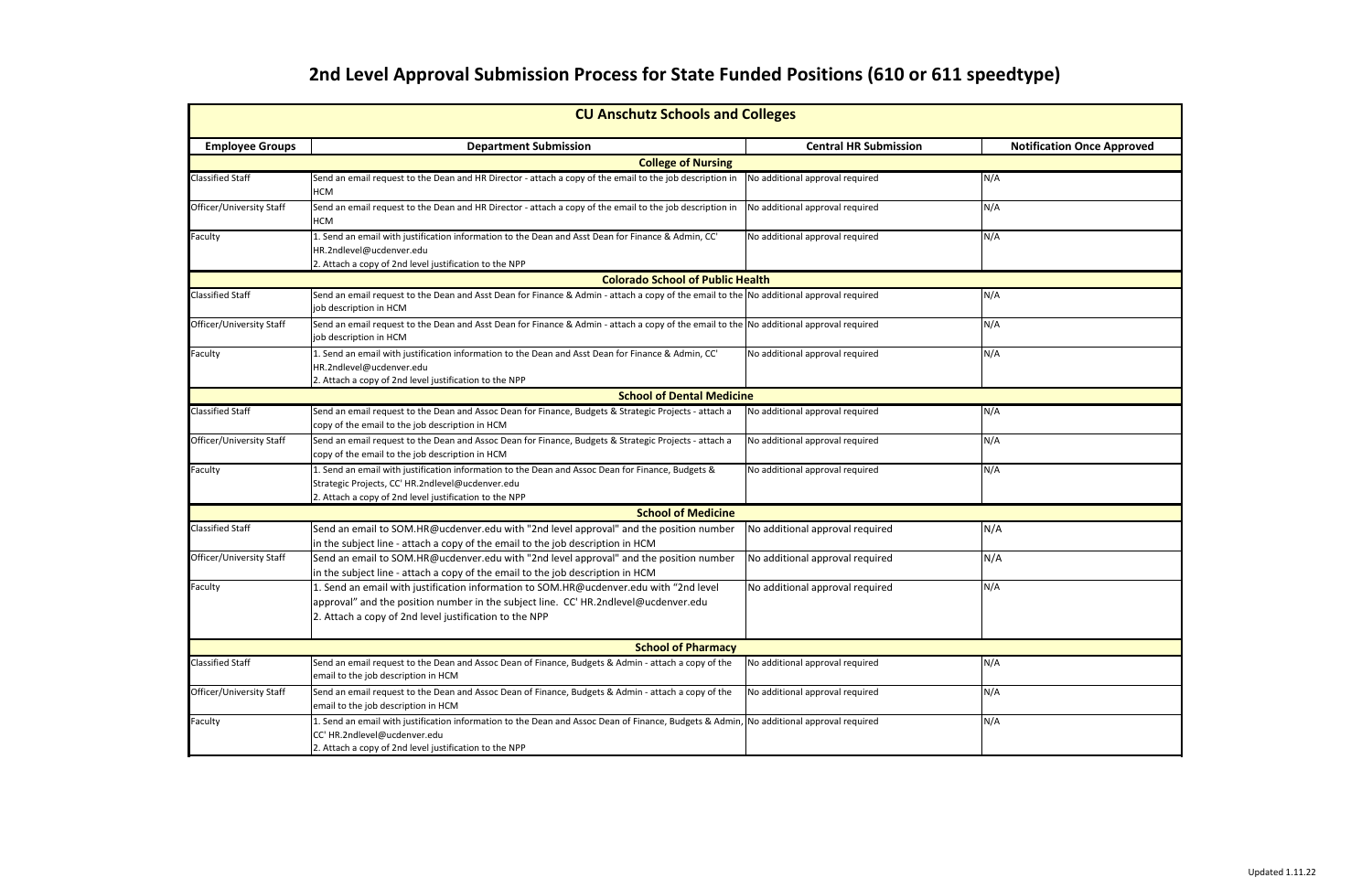# 2nd Level Approval Submission Process for State Funded Positions (610 or 611 speedtype)

| CU Anschutz Schools and Colleges | | | |
|---|---|---|---|
| **Employee Groups** | **Department Submission** | **Central HR Submission** | **Notification Once Approved** |
| **College of Nursing** | | | |
| Classified Staff | Send an email request to the Dean and HR Director - attach a copy of the email to the job description in HCM | No additional approval required | N/A |
| Officer/University Staff | Send an email request to the Dean and HR Director - attach a copy of the email to the job description in HCM | No additional approval required | N/A |
| Faculty | 1. Send an email with justification information to the Dean and Asst Dean for Finance & Admin, CC' HR.2ndlevel@ucdenver.edu<br>2. Attach a copy of 2nd level justification to the NPP | No additional approval required | N/A |
| **Colorado School of Public Health** | | | |
| Classified Staff | Send an email request to the Dean and Asst Dean for Finance & Admin - attach a copy of the email to the job description in HCM | No additional approval required | N/A |
| Officer/University Staff | Send an email request to the Dean and Asst Dean for Finance & Admin - attach a copy of the email to the job description in HCM | No additional approval required | N/A |
| Faculty | 1. Send an email with justification information to the Dean and Asst Dean for Finance & Admin, CC' HR.2ndlevel@ucdenver.edu<br>2. Attach a copy of 2nd level justification to the NPP | No additional approval required | N/A |
| **School of Dental Medicine** | | | |
| Classified Staff | Send an email request to the Dean and Assoc Dean for Finance, Budgets & Strategic Projects - attach a copy of the email to the job description in HCM | No additional approval required | N/A |
| Officer/University Staff | Send an email request to the Dean and Assoc Dean for Finance, Budgets & Strategic Projects - attach a copy of the email to the job description in HCM | No additional approval required | N/A |
| Faculty | 1. Send an email with justification information to the Dean and Assoc Dean for Finance, Budgets & Strategic Projects, CC' HR.2ndlevel@ucdenver.edu<br>2. Attach a copy of 2nd level justification to the NPP | No additional approval required | N/A |
| **School of Medicine** | | | |
| Classified Staff | Send an email to SOM.HR@ucdenver.edu with "2nd level approval" and the position number in the subject line - attach a copy of the email to the job description in HCM | No additional approval required | N/A |
| Officer/University Staff | Send an email to SOM.HR@ucdenver.edu with "2nd level approval" and the position number in the subject line - attach a copy of the email to the job description in HCM | No additional approval required | N/A |
| Faculty | 1. Send an email with justification information to SOM.HR@ucdenver.edu with "2nd level approval" and the position number in the subject line. CC' HR.2ndlevel@ucdenver.edu<br>2. Attach a copy of 2nd level justification to the NPP | No additional approval required | N/A |
| **School of Pharmacy** | | | |
| Classified Staff | Send an email request to the Dean and Assoc Dean of Finance, Budgets & Admin - attach a copy of the email to the job description in HCM | No additional approval required | N/A |
| Officer/University Staff | Send an email request to the Dean and Assoc Dean of Finance, Budgets & Admin - attach a copy of the email to the job description in HCM | No additional approval required | N/A |
| Faculty | 1. Send an email with justification information to the Dean and Assoc Dean of Finance, Budgets & Admin, CC' HR.2ndlevel@ucdenver.edu<br>2. Attach a copy of 2nd level justification to the NPP | No additional approval required | N/A |

Updated 1.11.22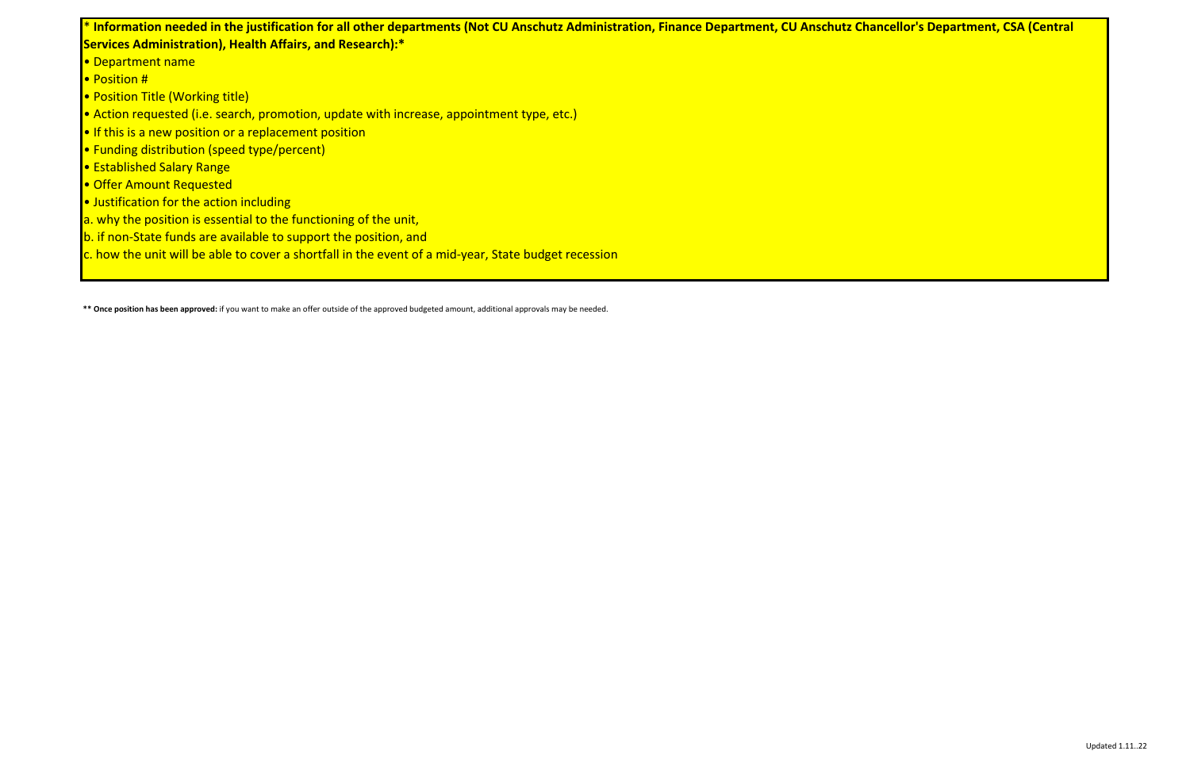\* **Information needed in the justification for all other departments (Not CU Anschutz Administration, Finance Department, CU Anschutz Chancellor's Department, CSA (Central Services Administration), Health Affairs, and Research):\***

- Department name
- Position #
- Position Title (Working title)
- Action requested (i.e. search, promotion, update with increase, appointment type, etc.)
- If this is a new position or a replacement position
- Funding distribution (speed type/percent)
- Established Salary Range
- Offer Amount Requested
- Justification for the action including

a. why the position is essential to the functioning of the unit,

b. if non-State funds are available to support the position, and

c. how the unit will be able to cover a shortfall in the event of a mid-year, State budget recession

\*\* **Once position has been approved:** if you want to make an offer outside of the approved budgeted amount, additional approvals may be needed.

Updated 1.11..22